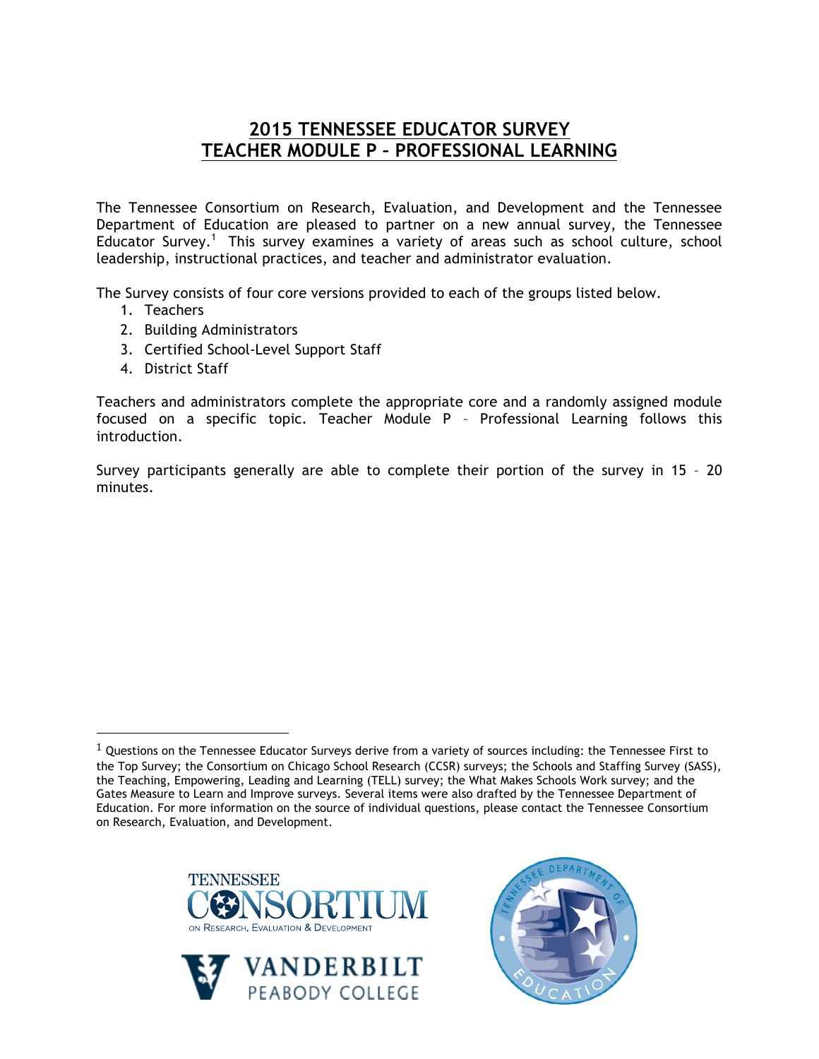# 2015 TENNESSEE EDUCATOR SURVEY
# TEACHER MODULE P – PROFESSIONAL LEARNING

The Tennessee Consortium on Research, Evaluation, and Development and the Tennessee Department of Education are pleased to partner on a new annual survey, the Tennessee Educator Survey.[1] This survey examines a variety of areas such as school culture, school leadership, instructional practices, and teacher and administrator evaluation.

The Survey consists of four core versions provided to each of the groups listed below.

1. Teachers
2. Building Administrators
3. Certified School-Level Support Staff
4. District Staff

Teachers and administrators complete the appropriate core and a randomly assigned module focused on a specific topic. Teacher Module P – Professional Learning follows this introduction.

Survey participants generally are able to complete their portion of the survey in 15 – 20 minutes.

[1] Questions on the Tennessee Educator Surveys derive from a variety of sources including: the Tennessee First to the Top Survey; the Consortium on Chicago School Research (CCSR) surveys; the Schools and Staffing Survey (SASS), the Teaching, Empowering, Leading and Learning (TELL) survey; the What Makes Schools Work survey; and the Gates Measure to Learn and Improve surveys. Several items were also drafted by the Tennessee Department of Education. For more information on the source of individual questions, please contact the Tennessee Consortium on Research, Evaluation, and Development.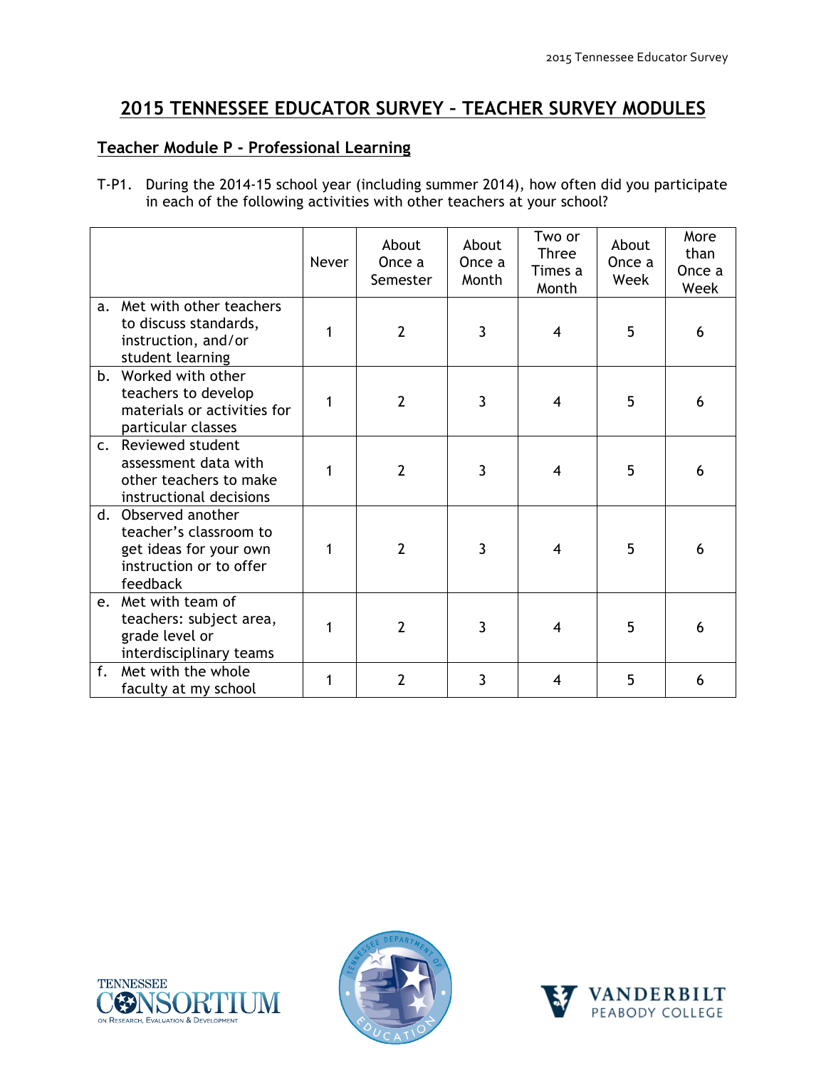# 2015 TENNESSEE EDUCATOR SURVEY – TEACHER SURVEY MODULES

## Teacher Module P - Professional Learning

T-P1. During the 2014-15 school year (including summer 2014), how often did you participate in each of the following activities with other teachers at your school?

| | Never | About Once a Semester | About Once a Month | Two or Three Times a Month | About Once a Week | More than Once a Week |
|---|---|---|---|---|---|---|
| a. Met with other teachers to discuss standards, instruction, and/or student learning | 1 | 2 | 3 | 4 | 5 | 6 |
| b. Worked with other teachers to develop materials or activities for particular classes | 1 | 2 | 3 | 4 | 5 | 6 |
| c. Reviewed student assessment data with other teachers to make instructional decisions | 1 | 2 | 3 | 4 | 5 | 6 |
| d. Observed another teacher's classroom to get ideas for your own instruction or to offer feedback | 1 | 2 | 3 | 4 | 5 | 6 |
| e. Met with team of teachers: subject area, grade level or interdisciplinary teams | 1 | 2 | 3 | 4 | 5 | 6 |
| f. Met with the whole faculty at my school | 1 | 2 | 3 | 4 | 5 | 6 |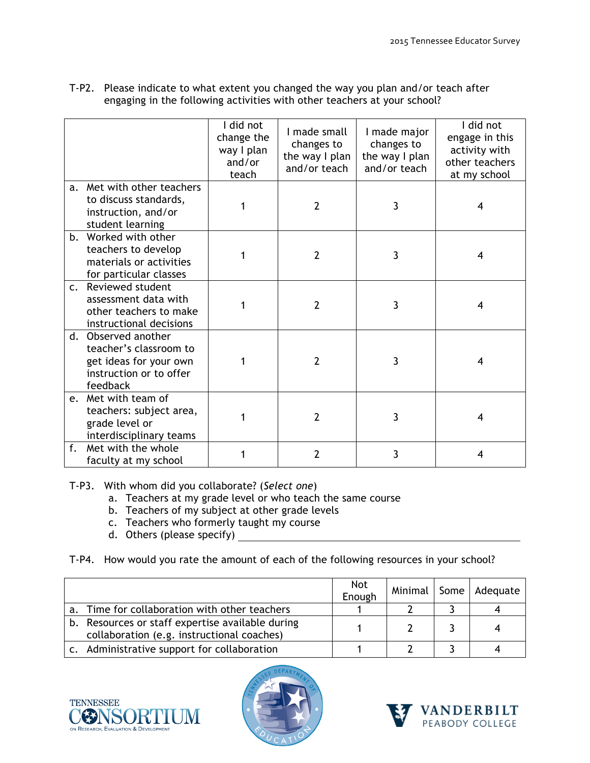T-P2. Please indicate to what extent you changed the way you plan and/or teach after engaging in the following activities with other teachers at your school?

| | I did not change the way I plan and/or teach | I made small changes to the way I plan and/or teach | I made major changes to the way I plan and/or teach | I did not engage in this activity with other teachers at my school |
|---|---|---|---|---|
| a. Met with other teachers to discuss standards, instruction, and/or student learning | 1 | 2 | 3 | 4 |
| b. Worked with other teachers to develop materials or activities for particular classes | 1 | 2 | 3 | 4 |
| c. Reviewed student assessment data with other teachers to make instructional decisions | 1 | 2 | 3 | 4 |
| d. Observed another teacher's classroom to get ideas for your own instruction or to offer feedback | 1 | 2 | 3 | 4 |
| e. Met with team of teachers: subject area, grade level or interdisciplinary teams | 1 | 2 | 3 | 4 |
| f. Met with the whole faculty at my school | 1 | 2 | 3 | 4 |

T-P3. With whom did you collaborate? (*Select one*)

a. Teachers at my grade level or who teach the same course
b. Teachers of my subject at other grade levels
c. Teachers who formerly taught my course
d. Others (please specify) ______________________________

T-P4. How would you rate the amount of each of the following resources in your school?

| | Not Enough | Minimal | Some | Adequate |
|---|---|---|---|---|
| a. Time for collaboration with other teachers | 1 | 2 | 3 | 4 |
| b. Resources or staff expertise available during collaboration (e.g. instructional coaches) | 1 | 2 | 3 | 4 |
| c. Administrative support for collaboration | 1 | 2 | 3 | 4 |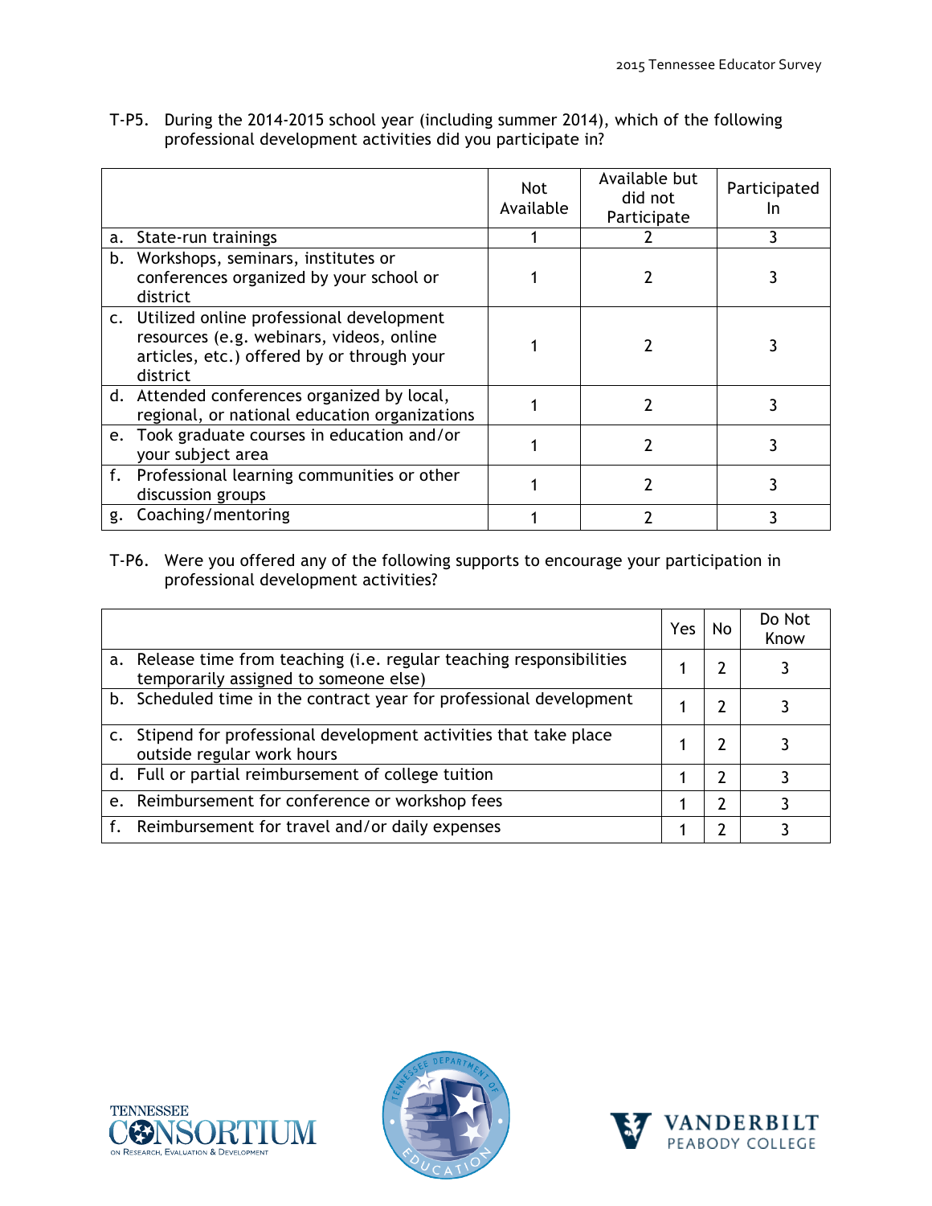T-P5. During the 2014-2015 school year (including summer 2014), which of the following professional development activities did you participate in?

| | Not Available | Available but did not Participate | Participated In |
|---|---|---|---|
| a. State-run trainings | 1 | 2 | 3 |
| b. Workshops, seminars, institutes or conferences organized by your school or district | 1 | 2 | 3 |
| c. Utilized online professional development resources (e.g. webinars, videos, online articles, etc.) offered by or through your district | 1 | 2 | 3 |
| d. Attended conferences organized by local, regional, or national education organizations | 1 | 2 | 3 |
| e. Took graduate courses in education and/or your subject area | 1 | 2 | 3 |
| f. Professional learning communities or other discussion groups | 1 | 2 | 3 |
| g. Coaching/mentoring | 1 | 2 | 3 |

T-P6. Were you offered any of the following supports to encourage your participation in professional development activities?

| | Yes | No | Do Not Know |
|---|---|---|---|
| a. Release time from teaching (i.e. regular teaching responsibilities temporarily assigned to someone else) | 1 | 2 | 3 |
| b. Scheduled time in the contract year for professional development | 1 | 2 | 3 |
| c. Stipend for professional development activities that take place outside regular work hours | 1 | 2 | 3 |
| d. Full or partial reimbursement of college tuition | 1 | 2 | 3 |
| e. Reimbursement for conference or workshop fees | 1 | 2 | 3 |
| f. Reimbursement for travel and/or daily expenses | 1 | 2 | 3 |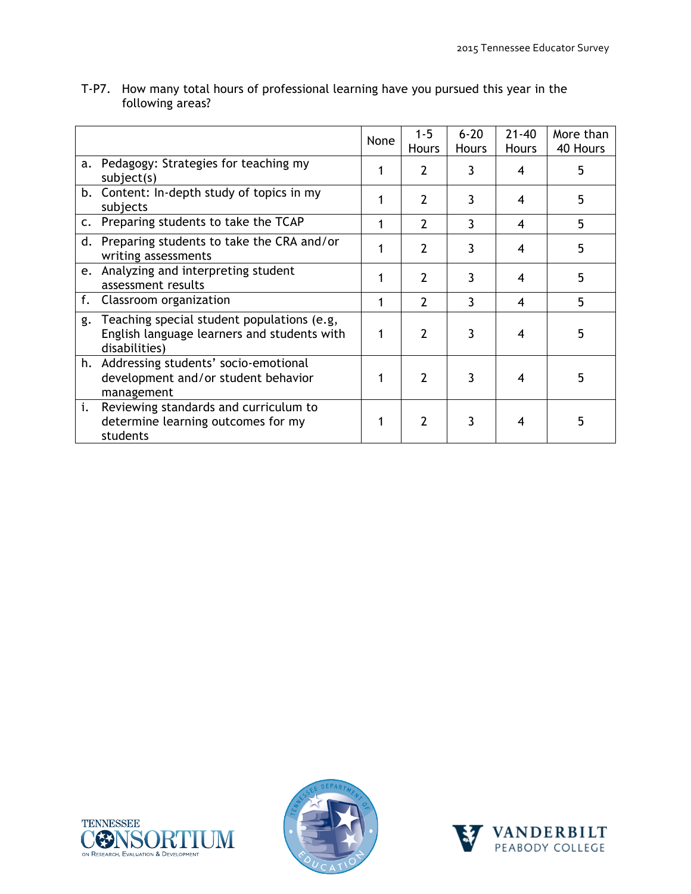T-P7. How many total hours of professional learning have you pursued this year in the following areas?

| | None | 1-5 Hours | 6-20 Hours | 21-40 Hours | More than 40 Hours |
|---|---|---|---|---|---|
| a. Pedagogy: Strategies for teaching my subject(s) | 1 | 2 | 3 | 4 | 5 |
| b. Content: In-depth study of topics in my subjects | 1 | 2 | 3 | 4 | 5 |
| c. Preparing students to take the TCAP | 1 | 2 | 3 | 4 | 5 |
| d. Preparing students to take the CRA and/or writing assessments | 1 | 2 | 3 | 4 | 5 |
| e. Analyzing and interpreting student assessment results | 1 | 2 | 3 | 4 | 5 |
| f. Classroom organization | 1 | 2 | 3 | 4 | 5 |
| g. Teaching special student populations (e.g, English language learners and students with disabilities) | 1 | 2 | 3 | 4 | 5 |
| h. Addressing students' socio-emotional development and/or student behavior management | 1 | 2 | 3 | 4 | 5 |
| i. Reviewing standards and curriculum to determine learning outcomes for my students | 1 | 2 | 3 | 4 | 5 |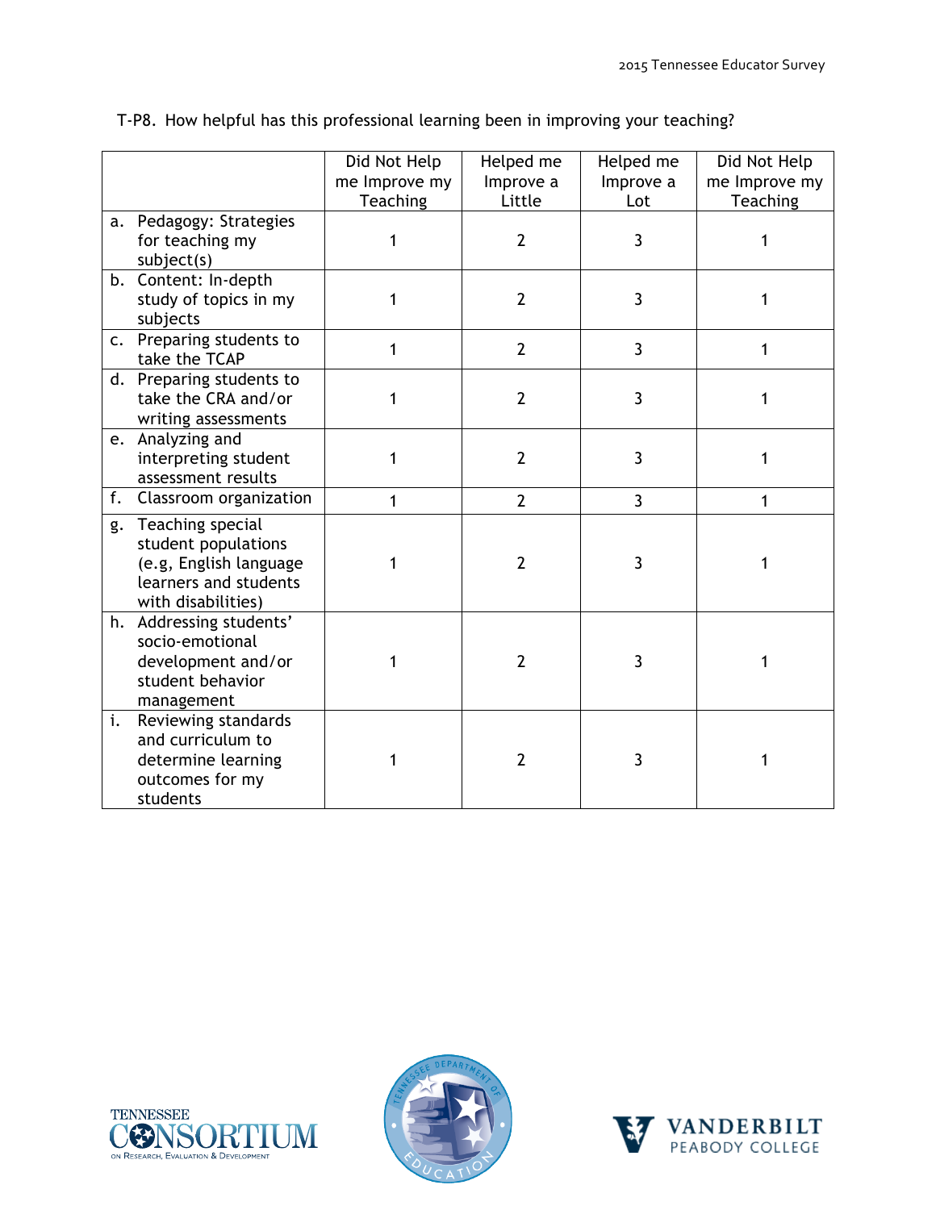T-P8. How helpful has this professional learning been in improving your teaching?

| | Did Not Help me Improve my Teaching | Helped me Improve a Little | Helped me Improve a Lot | Did Not Help me Improve my Teaching |
|---|---|---|---|---|
| a. Pedagogy: Strategies for teaching my subject(s) | 1 | 2 | 3 | 1 |
| b. Content: In-depth study of topics in my subjects | 1 | 2 | 3 | 1 |
| c. Preparing students to take the TCAP | 1 | 2 | 3 | 1 |
| d. Preparing students to take the CRA and/or writing assessments | 1 | 2 | 3 | 1 |
| e. Analyzing and interpreting student assessment results | 1 | 2 | 3 | 1 |
| f. Classroom organization | 1 | 2 | 3 | 1 |
| g. Teaching special student populations (e.g, English language learners and students with disabilities) | 1 | 2 | 3 | 1 |
| h. Addressing students' socio-emotional development and/or student behavior management | 1 | 2 | 3 | 1 |
| i. Reviewing standards and curriculum to determine learning outcomes for my students | 1 | 2 | 3 | 1 |